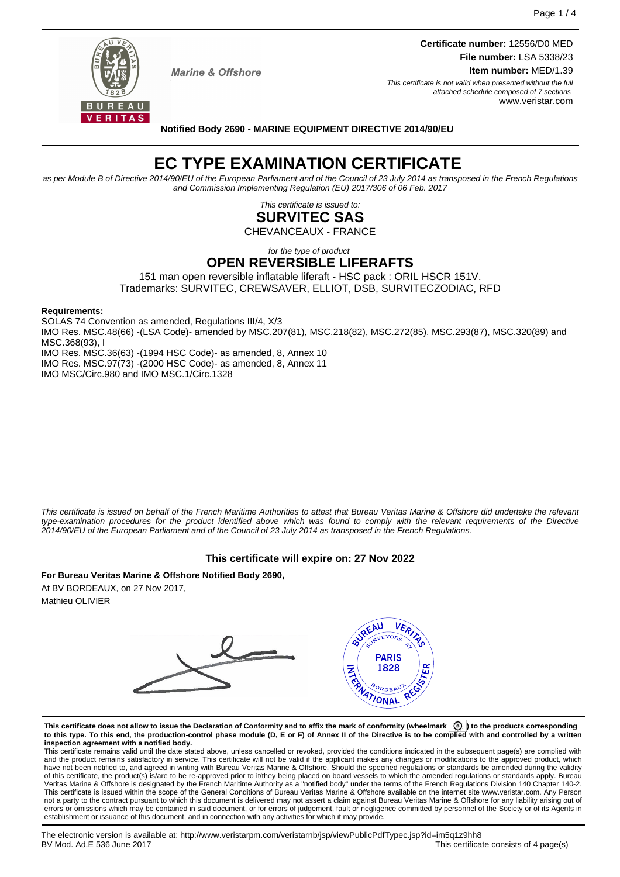**Marine & Offshore**

**Certificate number:** 12556/D0 MED
**File number:** LSA 5338/23
**Item number:** MED/1.39

*This certificate is not valid when presented without the full attached schedule composed of 7 sections*
www.veristar.com

**Notified Body 2690 - MARINE EQUIPMENT DIRECTIVE 2014/90/EU**

# EC TYPE EXAMINATION CERTIFICATE

*as per Module B of Directive 2014/90/EU of the European Parliament and of the Council of 23 July 2014 as transposed in the French Regulations and Commission Implementing Regulation (EU) 2017/306 of 06 Feb. 2017*

*This certificate is issued to:*

## SURVITEC SAS

CHEVANCEAUX - FRANCE

*for the type of product*

## OPEN REVERSIBLE LIFERAFTS

151 man open reversible inflatable liferaft - HSC pack : ORIL HSCR 151V.
Trademarks: SURVITEC, CREWSAVER, ELLIOT, DSB, SURVITECZODIAC, RFD

**Requirements:**

SOLAS 74 Convention as amended, Regulations III/4, X/3
IMO Res. MSC.48(66) -(LSA Code)- amended by MSC.207(81), MSC.218(82), MSC.272(85), MSC.293(87), MSC.320(89) and MSC.368(93), I
IMO Res. MSC.36(63) -(1994 HSC Code)- as amended, 8, Annex 10
IMO Res. MSC.97(73) -(2000 HSC Code)- as amended, 8, Annex 11
IMO MSC/Circ.980 and IMO MSC.1/Circ.1328

*This certificate is issued on behalf of the French Maritime Authorities to attest that Bureau Veritas Marine & Offshore did undertake the relevant type-examination procedures for the product identified above which was found to comply with the relevant requirements of the Directive 2014/90/EU of the European Parliament and of the Council of 23 July 2014 as transposed in the French Regulations.*

**This certificate will expire on: 27 Nov 2022**

**For Bureau Veritas Marine & Offshore Notified Body 2690,**
At BV BORDEAUX, on 27 Nov 2017,
Mathieu OLIVIER

**This certificate does not allow to issue the Declaration of Conformity and to affix the mark of conformity (wheelmark) to the products corresponding to this type. To this end, the production-control phase module (D, E or F) of Annex II of the Directive is to be complied with and controlled by a written inspection agreement with a notified body.**

This certificate remains valid until the date stated above, unless cancelled or revoked, provided the conditions indicated in the subsequent page(s) are complied with and the product remains satisfactory in service. This certificate will not be valid if the applicant makes any changes or modifications to the approved product, which have not been notified to, and agreed in writing with Bureau Veritas Marine & Offshore. Should the specified regulations or standards be amended during the validity of this certificate, the product(s) is/are to be re-approved prior to it/they being placed on board vessels to which the amended regulations or standards apply. Bureau Veritas Marine & Offshore is designated by the French Maritime Authority as a "notified body" under the terms of the French Regulations Division 140 Chapter 140-2. This certificate is issued within the scope of the General Conditions of Bureau Veritas Marine & Offshore available on the internet site www.veristar.com. Any Person not a party to the contract pursuant to which this document is delivered may not assert a claim against Bureau Veritas Marine & Offshore for any liability arising out of errors or omissions which may be contained in said document, or for errors of judgement, fault or negligence committed by personnel of the Society or of its Agents in establishment or issuance of this document, and in connection with any activities for which it may provide.

The electronic version is available at: http://www.veristarpm.com/veristarnb/jsp/viewPublicPdfTypec.jsp?id=im5q1z9hh8
BV Mod. Ad.E 536 June 2017 — This certificate consists of 4 page(s)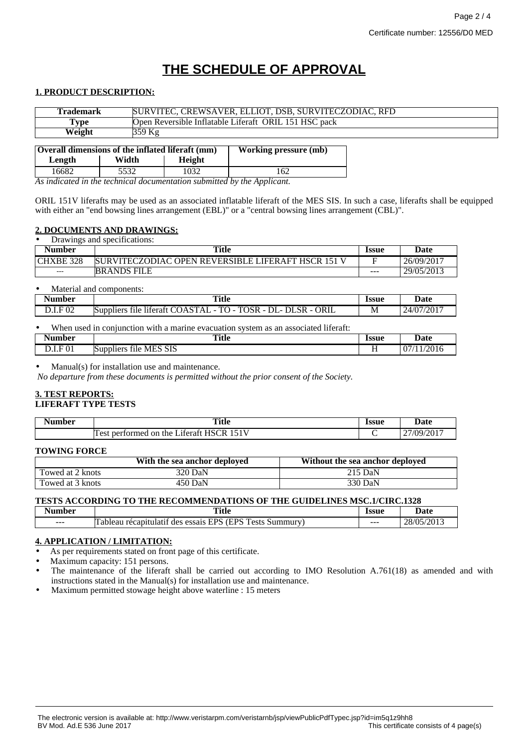Certificate number: 12556/D0 MED

# THE SCHEDULE OF APPROVAL

## 1. PRODUCT DESCRIPTION:

| Trademark | SURVITEC, CREWSAVER, ELLIOT, DSB, SURVITECZODIAC, RFD |
|---|---|
| Type | Open Reversible Inflatable Liferaft ORIL 151 HSC pack |
| Weight | 359 Kg |

| Overall dimensions of the inflated liferaft (mm) | | | Working pressure (mb) |
|---|---|---|---|
| Length | Width | Height | |
| 16682 | 5532 | 1032 | 162 |

*As indicated in the technical documentation submitted by the Applicant.*

ORIL 151V liferafts may be used as an associated inflatable liferaft of the MES SIS. In such a case, liferafts shall be equipped with either an "end bowsing lines arrangement (EBL)" or a "central bowsing lines arrangement (CBL)".

## 2. DOCUMENTS AND DRAWINGS:

- Drawings and specifications:

| Number | Title | Issue | Date |
|---|---|---|---|
| CHXBE 328 | SURVITECZODIAC OPEN REVERSIBLE LIFERAFT HSCR 151 V | F | 26/09/2017 |
| --- | BRANDS FILE | --- | 29/05/2013 |

- Material and components:

| Number | Title | Issue | Date |
|---|---|---|---|
| D.I.F 02 | Suppliers file liferaft COASTAL - TO - TOSR - DL- DLSR - ORIL | M | 24/07/2017 |

- When used in conjunction with a marine evacuation system as an associated liferaft:

| Number | Title | Issue | Date |
|---|---|---|---|
| D.I.F 01 | Suppliers file MES SIS | H | 07/11/2016 |

- Manual(s) for installation use and maintenance.

*No departure from these documents is permitted without the prior consent of the Society.*

## 3. TEST REPORTS:

**LIFERAFT TYPE TESTS**

| Number | Title | Issue | Date |
|---|---|---|---|
| | Test performed on the Liferaft HSCR 151V | C | 27/09/2017 |

**TOWING FORCE**

| | With the sea anchor deployed | Without the sea anchor deployed |
|---|---|---|
| Towed at 2 knots | 320 DaN | 215 DaN |
| Towed at 3 knots | 450 DaN | 330 DaN |

**TESTS ACCORDING TO THE RECOMMENDATIONS OF THE GUIDELINES MSC.1/CIRC.1328**

| Number | Title | Issue | Date |
|---|---|---|---|
| --- | Tableau récapitulatif des essais EPS (EPS Tests Summury) | --- | 28/05/2013 |

## 4. APPLICATION / LIMITATION:

- As per requirements stated on front page of this certificate.
- Maximum capacity: 151 persons.
- The maintenance of the liferaft shall be carried out according to IMO Resolution A.761(18) as amended and with instructions stated in the Manual(s) for installation use and maintenance.
- Maximum permitted stowage height above waterline : 15 meters

The electronic version is available at: http://www.veristarpm.com/veristarnb/jsp/viewPublicPdfTypec.jsp?id=im5q1z9hh8
BV Mod. Ad.E 536 June 2017 — This certificate consists of 4 page(s)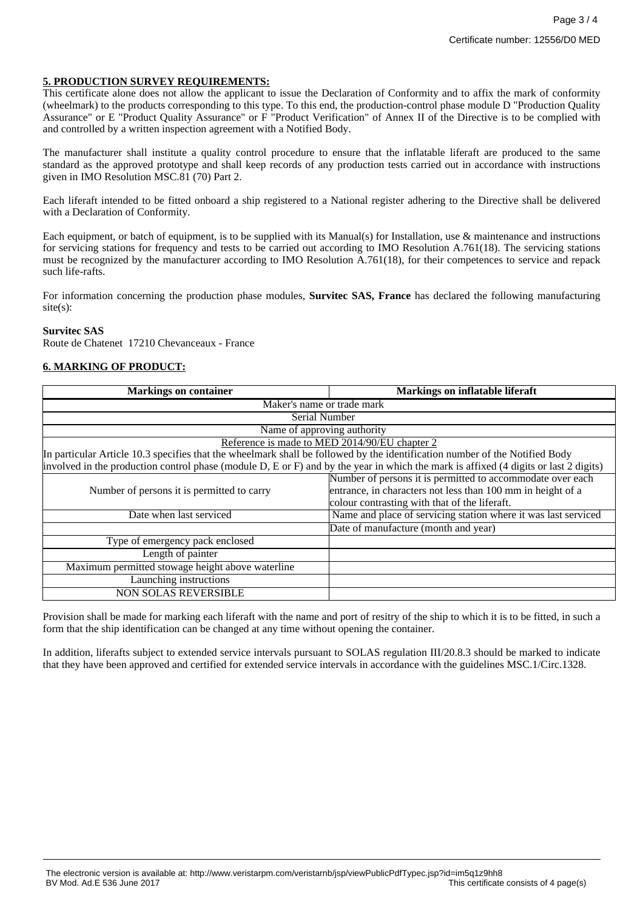**5. PRODUCTION SURVEY REQUIREMENTS:**

This certificate alone does not allow the applicant to issue the Declaration of Conformity and to affix the mark of conformity (wheelmark) to the products corresponding to this type. To this end, the production-control phase module D "Production Quality Assurance" or E "Product Quality Assurance" or F "Product Verification" of Annex II of the Directive is to be complied with and controlled by a written inspection agreement with a Notified Body.

The manufacturer shall institute a quality control procedure to ensure that the inflatable liferaft are produced to the same standard as the approved prototype and shall keep records of any production tests carried out in accordance with instructions given in IMO Resolution MSC.81 (70) Part 2.

Each liferaft intended to be fitted onboard a ship registered to a National register adhering to the Directive shall be delivered with a Declaration of Conformity.

Each equipment, or batch of equipment, is to be supplied with its Manual(s) for Installation, use & maintenance and instructions for servicing stations for frequency and tests to be carried out according to IMO Resolution A.761(18). The servicing stations must be recognized by the manufacturer according to IMO Resolution A.761(18), for their competences to service and repack such life-rafts.

For information concerning the production phase modules, **Survitec SAS, France** has declared the following manufacturing site(s):

**Survitec SAS**
Route de Chatenet 17210 Chevanceaux - France

**6. MARKING OF PRODUCT:**

| Markings on container | Markings on inflatable liferaft |
|---|---|
| Maker's name or trade mark | |
| Serial Number | |
| Name of approving authority | |
| Reference is made to MED 2014/90/EU chapter 2<br>In particular Article 10.3 specifies that the wheelmark shall be followed by the identification number of the Notified Body involved in the production control phase (module D, E or F) and by the year in which the mark is affixed (4 digits or last 2 digits) | |
| Number of persons it is permitted to carry | Number of persons it is permitted to accommodate over each entrance, in characters not less than 100 mm in height of a colour contrasting with that of the liferaft. |
| Date when last serviced | Name and place of servicing station where it was last serviced |
| | Date of manufacture (month and year) |
| Type of emergency pack enclosed | |
| Length of painter | |
| Maximum permitted stowage height above waterline | |
| Launching instructions | |
| NON SOLAS REVERSIBLE | |

Provision shall be made for marking each liferaft with the name and port of resitry of the ship to which it is to be fitted, in such a form that the ship identification can be changed at any time without opening the container.

In addition, liferafts subject to extended service intervals pursuant to SOLAS regulation III/20.8.3 should be marked to indicate that they have been approved and certified for extended service intervals in accordance with the guidelines MSC.1/Circ.1328.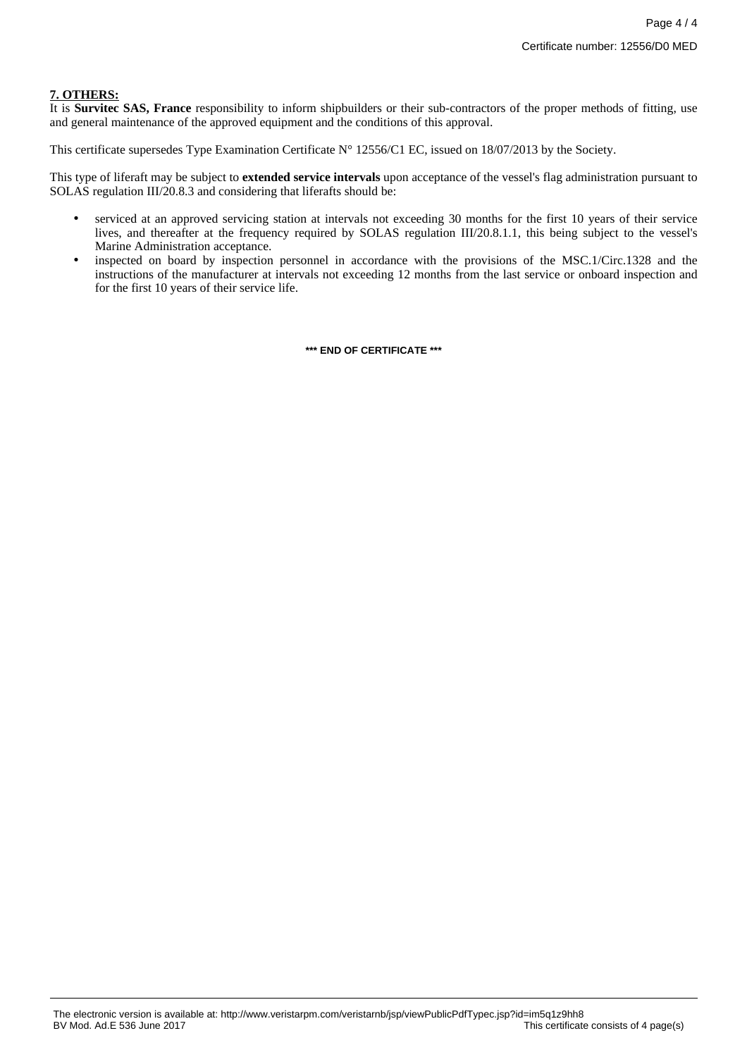**7. OTHERS:**

It is **Survitec SAS, France** responsibility to inform shipbuilders or their sub-contractors of the proper methods of fitting, use and general maintenance of the approved equipment and the conditions of this approval.

This certificate supersedes Type Examination Certificate N° 12556/C1 EC, issued on 18/07/2013 by the Society.

This type of liferaft may be subject to **extended service intervals** upon acceptance of the vessel's flag administration pursuant to SOLAS regulation III/20.8.3 and considering that liferafts should be:

- serviced at an approved servicing station at intervals not exceeding 30 months for the first 10 years of their service lives, and thereafter at the frequency required by SOLAS regulation III/20.8.1.1, this being subject to the vessel's Marine Administration acceptance.
- inspected on board by inspection personnel in accordance with the provisions of the MSC.1/Circ.1328 and the instructions of the manufacturer at intervals not exceeding 12 months from the last service or onboard inspection and for the first 10 years of their service life.

**\*\*\* END OF CERTIFICATE \*\*\***